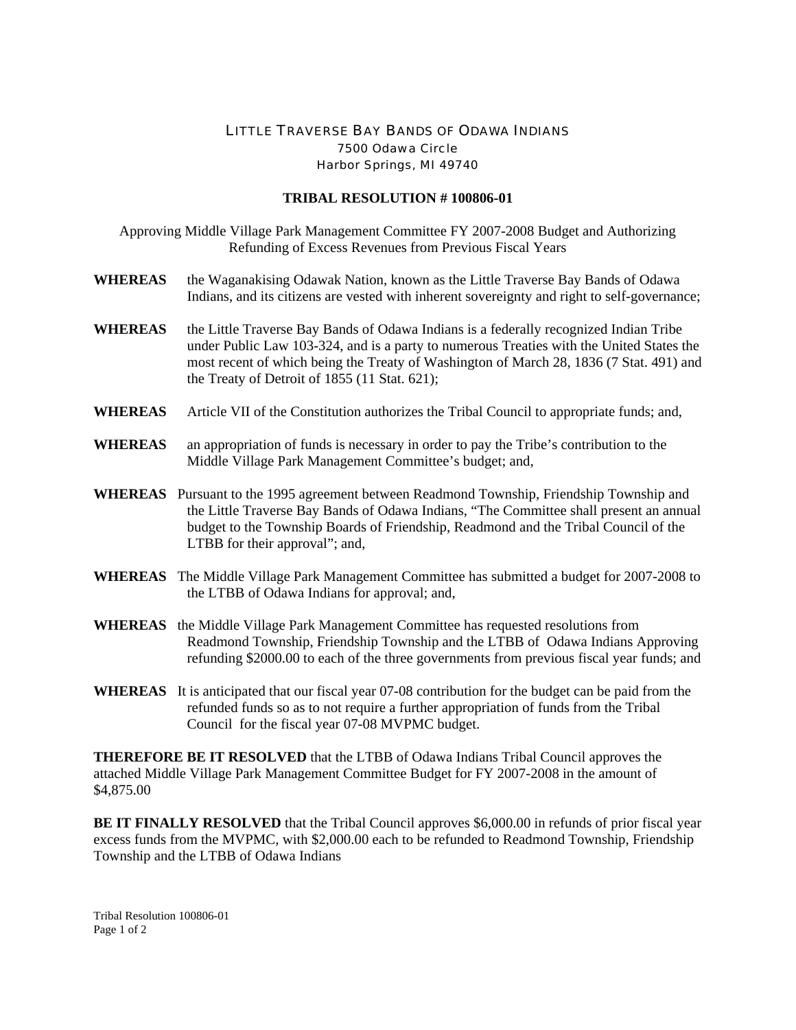LITTLE TRAVERSE BAY BANDS OF ODAWA INDIANS
7500 Odawa Circle
Harbor Springs, MI 49740

**TRIBAL RESOLUTION # 100806-01**

Approving Middle Village Park Management Committee FY 2007-2008 Budget and Authorizing Refunding of Excess Revenues from Previous Fiscal Years

**WHEREAS** the Waganakising Odawak Nation, known as the Little Traverse Bay Bands of Odawa Indians, and its citizens are vested with inherent sovereignty and right to self-governance;

**WHEREAS** the Little Traverse Bay Bands of Odawa Indians is a federally recognized Indian Tribe under Public Law 103-324, and is a party to numerous Treaties with the United States the most recent of which being the Treaty of Washington of March 28, 1836 (7 Stat. 491) and the Treaty of Detroit of 1855 (11 Stat. 621);

**WHEREAS** Article VII of the Constitution authorizes the Tribal Council to appropriate funds; and,

**WHEREAS** an appropriation of funds is necessary in order to pay the Tribe's contribution to the Middle Village Park Management Committee's budget; and,

**WHEREAS** Pursuant to the 1995 agreement between Readmond Township, Friendship Township and the Little Traverse Bay Bands of Odawa Indians, "The Committee shall present an annual budget to the Township Boards of Friendship, Readmond and the Tribal Council of the LTBB for their approval"; and,

**WHEREAS** The Middle Village Park Management Committee has submitted a budget for 2007-2008 to the LTBB of Odawa Indians for approval; and,

**WHEREAS** the Middle Village Park Management Committee has requested resolutions from Readmond Township, Friendship Township and the LTBB of Odawa Indians Approving refunding $2000.00 to each of the three governments from previous fiscal year funds; and

**WHEREAS** It is anticipated that our fiscal year 07-08 contribution for the budget can be paid from the refunded funds so as to not require a further appropriation of funds from the Tribal Council for the fiscal year 07-08 MVPMC budget.

**THEREFORE BE IT RESOLVED** that the LTBB of Odawa Indians Tribal Council approves the attached Middle Village Park Management Committee Budget for FY 2007-2008 in the amount of $4,875.00

**BE IT FINALLY RESOLVED** that the Tribal Council approves $6,000.00 in refunds of prior fiscal year excess funds from the MVPMC, with $2,000.00 each to be refunded to Readmond Township, Friendship Township and the LTBB of Odawa Indians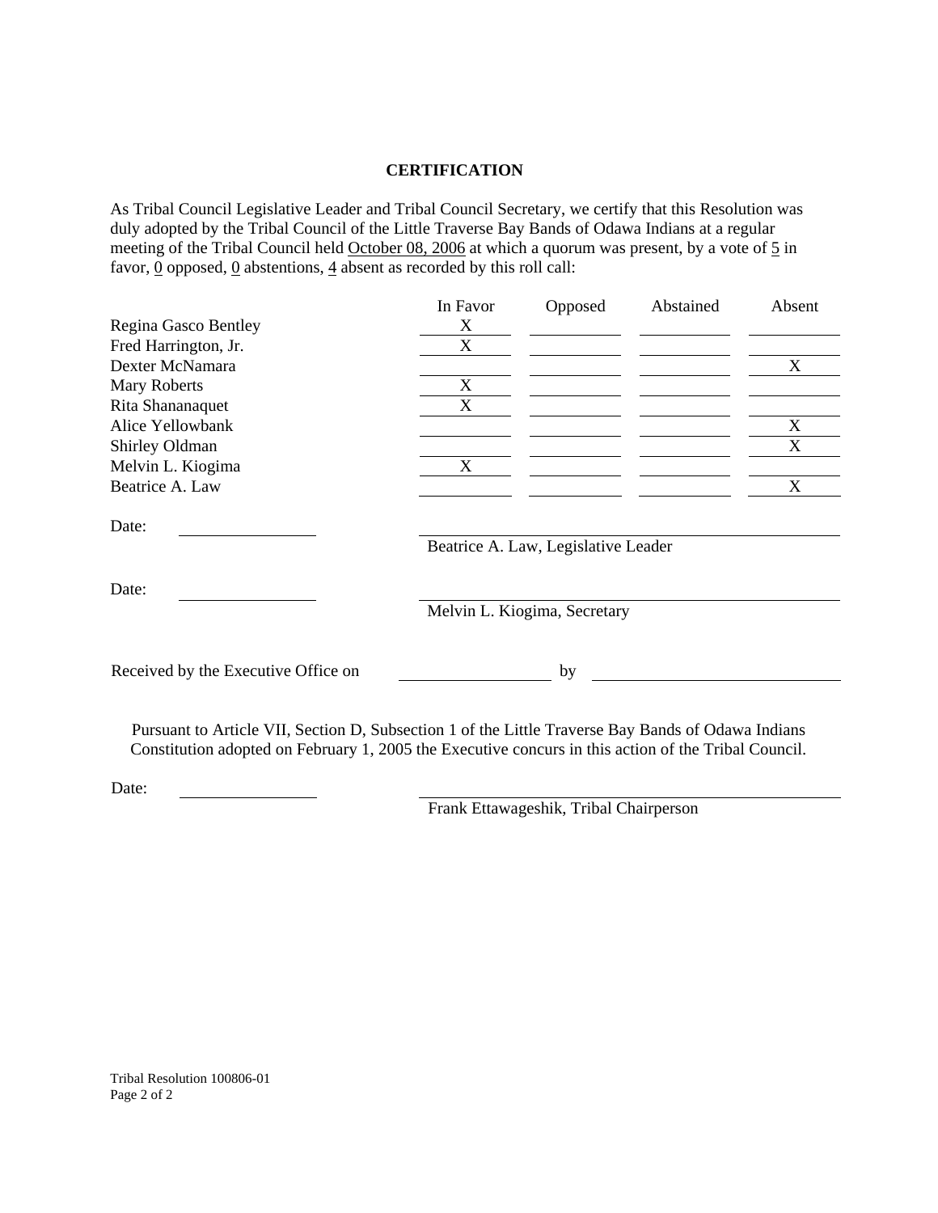# CERTIFICATION

As Tribal Council Legislative Leader and Tribal Council Secretary, we certify that this Resolution was duly adopted by the Tribal Council of the Little Traverse Bay Bands of Odawa Indians at a regular meeting of the Tribal Council held October 08, 2006 at which a quorum was present, by a vote of 5 in favor, 0 opposed, 0 abstentions, 4 absent as recorded by this roll call:

| | In Favor | Opposed | Abstained | Absent |
|---|---|---|---|---|
| Regina Gasco Bentley | X | | | |
| Fred Harrington, Jr. | X | | | |
| Dexter McNamara | | | | X |
| Mary Roberts | X | | | |
| Rita Shananaquet | X | | | |
| Alice Yellowbank | | | | X |
| Shirley Oldman | | | | X |
| Melvin L. Kiogima | X | | | |
| Beatrice A. Law | | | | X |

Date: ______________

______________________________
Beatrice A. Law, Legislative Leader

Date: ______________

______________________________
Melvin L. Kiogima, Secretary

Received by the Executive Office on ______________ by ______________________

Pursuant to Article VII, Section D, Subsection 1 of the Little Traverse Bay Bands of Odawa Indians Constitution adopted on February 1, 2005 the Executive concurs in this action of the Tribal Council.

Date: ______________

______________________________
Frank Ettawageshik, Tribal Chairperson

Tribal Resolution 100806-01